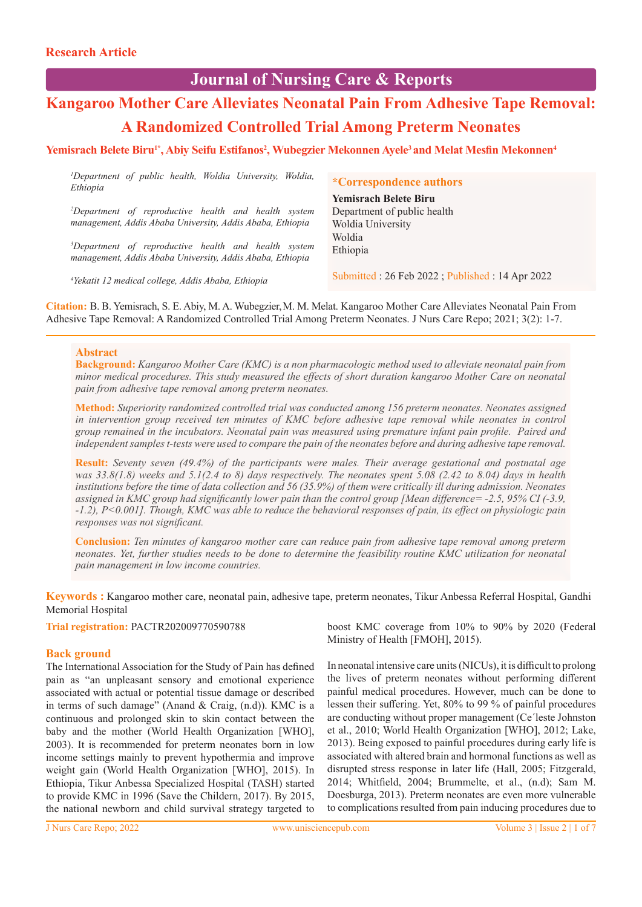Research Article

# Journal of Nursing Care & Reports

# Kangaroo Mother Care Alleviates Neonatal Pain From Adhesive Tape Removal: A Randomized Controlled Trial Among Preterm Neonates

**Yemisrach Belete Biru[1*], Abiy Seifu Estifanos[2], Wubegzier Mekonnen Ayele[3] and Melat Mesfin Mekonnen[4]**

[1]*Department of public health, Woldia University, Woldia, Ethiopia*

[2]*Department of reproductive health and health system management, Addis Ababa University, Addis Ababa, Ethiopia*

[3]*Department of reproductive health and health system management, Addis Ababa University, Addis Ababa, Ethiopia*

[4]*Yekatit 12 medical college, Addis Ababa, Ethiopia*

**\*Correspondence authors**

**Yemisrach Belete Biru**
Department of public health
Woldia University
Woldia
Ethiopia

Submitted : 26 Feb 2022 ; Published : 14 Apr 2022

**Citation:** B. B. Yemisrach, S. E. Abiy, M. A. Wubegzier, M. M. Melat. Kangaroo Mother Care Alleviates Neonatal Pain From Adhesive Tape Removal: A Randomized Controlled Trial Among Preterm Neonates. J Nurs Care Repo; 2021; 3(2): 1-7.

## Abstract

**Background:** *Kangaroo Mother Care (KMC) is a non pharmacologic method used to alleviate neonatal pain from minor medical procedures. This study measured the effects of short duration kangaroo Mother Care on neonatal pain from adhesive tape removal among preterm neonates.*

**Method:** *Superiority randomized controlled trial was conducted among 156 preterm neonates. Neonates assigned in intervention group received ten minutes of KMC before adhesive tape removal while neonates in control group remained in the incubators. Neonatal pain was measured using premature infant pain profile. Paired and independent samples t-tests were used to compare the pain of the neonates before and during adhesive tape removal.*

**Result:** *Seventy seven (49.4%) of the participants were males. Their average gestational and postnatal age was 33.8(1.8) weeks and 5.1(2.4 to 8) days respectively. The neonates spent 5.08 (2.42 to 8.04) days in health institutions before the time of data collection and 56 (35.9%) of them were critically ill during admission. Neonates assigned in KMC group had significantly lower pain than the control group [Mean difference= -2.5, 95% CI (-3.9, -1.2), P<0.001]. Though, KMC was able to reduce the behavioral responses of pain, its effect on physiologic pain responses was not significant.*

**Conclusion:** *Ten minutes of kangaroo mother care can reduce pain from adhesive tape removal among preterm neonates. Yet, further studies needs to be done to determine the feasibility routine KMC utilization for neonatal pain management in low income countries.*

**Keywords :** Kangaroo mother care, neonatal pain, adhesive tape, preterm neonates, Tikur Anbessa Referral Hospital, Gandhi Memorial Hospital

**Trial registration:** PACTR202009770590788

## Back ground

The International Association for the Study of Pain has defined pain as "an unpleasant sensory and emotional experience associated with actual or potential tissue damage or described in terms of such damage" (Anand & Craig, (n.d)). KMC is a continuous and prolonged skin to skin contact between the baby and the mother (World Health Organization [WHO], 2003). It is recommended for preterm neonates born in low income settings mainly to prevent hypothermia and improve weight gain (World Health Organization [WHO], 2015). In Ethiopia, Tikur Anbessa Specialized Hospital (TASH) started to provide KMC in 1996 (Save the Childern, 2017). By 2015, the national newborn and child survival strategy targeted to boost KMC coverage from 10% to 90% by 2020 (Federal Ministry of Health [FMOH], 2015).

In neonatal intensive care units (NICUs), it is difficult to prolong the lives of preterm neonates without performing different painful medical procedures. However, much can be done to lessen their suffering. Yet, 80% to 99 % of painful procedures are conducting without proper management (Ce´leste Johnston et al., 2010; World Health Organization [WHO], 2012; Lake, 2013). Being exposed to painful procedures during early life is associated with altered brain and hormonal functions as well as disrupted stress response in later life (Hall, 2005; Fitzgerald, 2014; Whitfield, 2004; Brummelte, et al., (n.d); Sam M. Doesburga, 2013). Preterm neonates are even more vulnerable to complications resulted from pain inducing procedures due to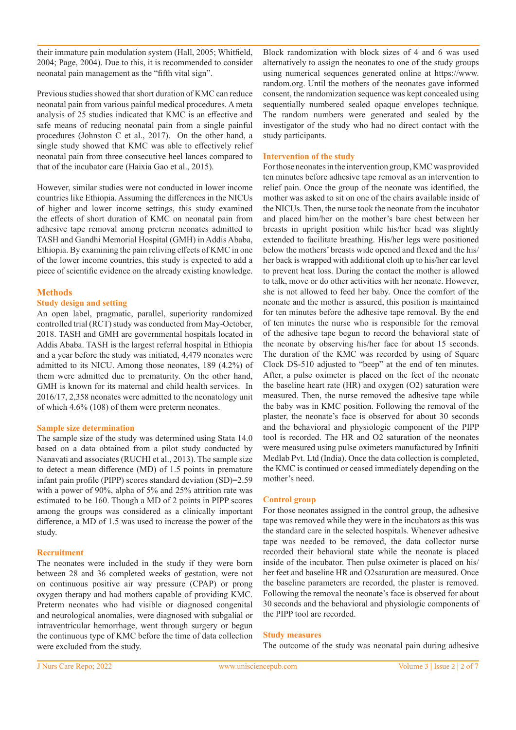their immature pain modulation system (Hall, 2005; Whitfield, 2004; Page, 2004). Due to this, it is recommended to consider neonatal pain management as the "fifth vital sign".

Previous studies showed that short duration of KMC can reduce neonatal pain from various painful medical procedures. A meta analysis of 25 studies indicated that KMC is an effective and safe means of reducing neonatal pain from a single painful procedures (Johnston C et al., 2017). On the other hand, a single study showed that KMC was able to effectively relief neonatal pain from three consecutive heel lances compared to that of the incubator care (Haixia Gao et al., 2015).

However, similar studies were not conducted in lower income countries like Ethiopia. Assuming the differences in the NICUs of higher and lower income settings, this study examined the effects of short duration of KMC on neonatal pain from adhesive tape removal among preterm neonates admitted to TASH and Gandhi Memorial Hospital (GMH) in Addis Ababa, Ethiopia. By examining the pain reliving effects of KMC in one of the lower income countries, this study is expected to add a piece of scientific evidence on the already existing knowledge.

## Methods

### Study design and setting

An open label, pragmatic, parallel, superiority randomized controlled trial (RCT) study was conducted from May-October, 2018. TASH and GMH are governmental hospitals located in Addis Ababa. TASH is the largest referral hospital in Ethiopia and a year before the study was initiated, 4,479 neonates were admitted to its NICU. Among those neonates, 189 (4.2%) of them were admitted due to prematurity. On the other hand, GMH is known for its maternal and child health services. In 2016/17, 2,358 neonates were admitted to the neonatology unit of which 4.6% (108) of them were preterm neonates.

### Sample size determination

The sample size of the study was determined using Stata 14.0 based on a data obtained from a pilot study conducted by Nanavati and associates (RUCHI et al., 2013). The sample size to detect a mean difference (MD) of 1.5 points in premature infant pain profile (PIPP) scores standard deviation (SD)=2.59 with a power of 90%, alpha of 5% and 25% attrition rate was estimated to be 160. Though a MD of 2 points in PIPP scores among the groups was considered as a clinically important difference, a MD of 1.5 was used to increase the power of the study.

### Recruitment

The neonates were included in the study if they were born between 28 and 36 completed weeks of gestation, were not on continuous positive air way pressure (CPAP) or prong oxygen therapy and had mothers capable of providing KMC. Preterm neonates who had visible or diagnosed congenital and neurological anomalies, were diagnosed with subgalial or intraventricular hemorrhage, went through surgery or begun the continuous type of KMC before the time of data collection were excluded from the study.

Block randomization with block sizes of 4 and 6 was used alternatively to assign the neonates to one of the study groups using numerical sequences generated online at https://www.random.org. Until the mothers of the neonates gave informed consent, the randomization sequence was kept concealed using sequentially numbered sealed opaque envelopes technique. The random numbers were generated and sealed by the investigator of the study who had no direct contact with the study participants.

### Intervention of the study

For those neonates in the intervention group, KMC was provided ten minutes before adhesive tape removal as an intervention to relief pain. Once the group of the neonate was identified, the mother was asked to sit on one of the chairs available inside of the NICUs. Then, the nurse took the neonate from the incubator and placed him/her on the mother's bare chest between her breasts in upright position while his/her head was slightly extended to facilitate breathing. His/her legs were positioned below the mothers' breasts wide opened and flexed and the his/her back is wrapped with additional cloth up to his/her ear level to prevent heat loss. During the contact the mother is allowed to talk, move or do other activities with her neonate. However, she is not allowed to feed her baby. Once the comfort of the neonate and the mother is assured, this position is maintained for ten minutes before the adhesive tape removal. By the end of ten minutes the nurse who is responsible for the removal of the adhesive tape begun to record the behavioral state of the neonate by observing his/her face for about 15 seconds. The duration of the KMC was recorded by using of Square Clock DS-510 adjusted to "beep" at the end of ten minutes. After, a pulse oximeter is placed on the feet of the neonate the baseline heart rate (HR) and oxygen (O2) saturation were measured. Then, the nurse removed the adhesive tape while the baby was in KMC position. Following the removal of the plaster, the neonate's face is observed for about 30 seconds and the behavioral and physiologic component of the PIPP tool is recorded. The HR and O2 saturation of the neonates were measured using pulse oximeters manufactured by Infiniti Medlab Pvt. Ltd (India). Once the data collection is completed, the KMC is continued or ceased immediately depending on the mother's need.

### Control group

For those neonates assigned in the control group, the adhesive tape was removed while they were in the incubators as this was the standard care in the selected hospitals. Whenever adhesive tape was needed to be removed, the data collector nurse recorded their behavioral state while the neonate is placed inside of the incubator. Then pulse oximeter is placed on his/her feet and baseline HR and O2saturation are measured. Once the baseline parameters are recorded, the plaster is removed. Following the removal the neonate's face is observed for about 30 seconds and the behavioral and physiologic components of the PIPP tool are recorded.

### Study measures

The outcome of the study was neonatal pain during adhesive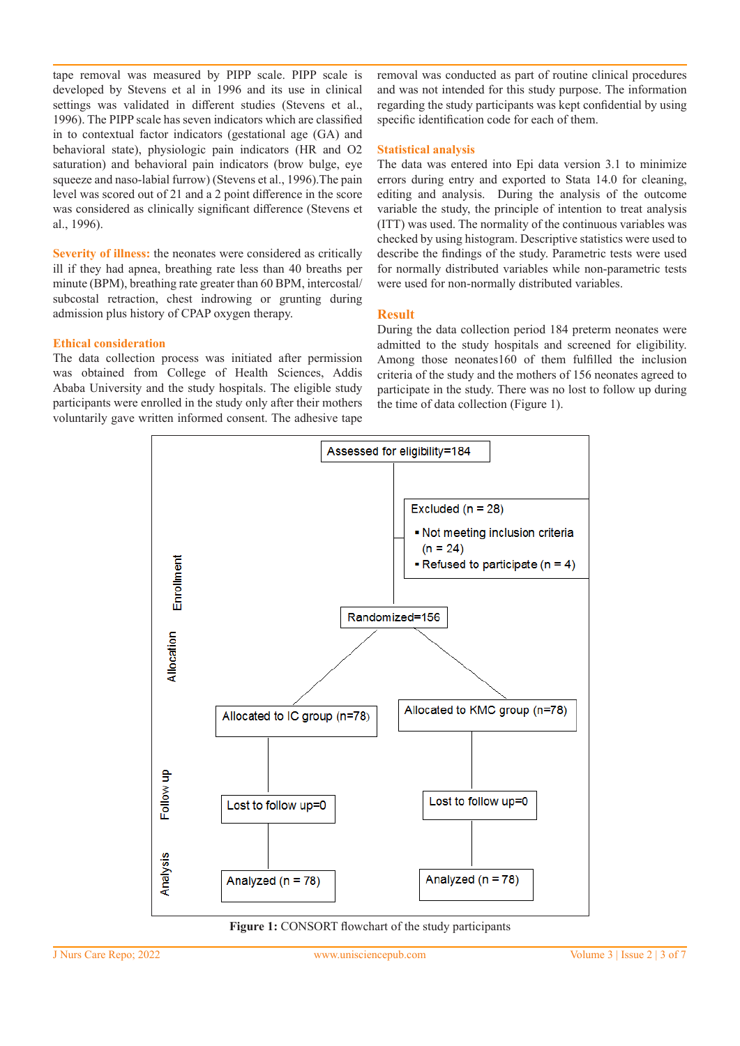tape removal was measured by PIPP scale. PIPP scale is developed by Stevens et al in 1996 and its use in clinical settings was validated in different studies (Stevens et al., 1996). The PIPP scale has seven indicators which are classified in to contextual factor indicators (gestational age (GA) and behavioral state), physiologic pain indicators (HR and O2 saturation) and behavioral pain indicators (brow bulge, eye squeeze and naso-labial furrow) (Stevens et al., 1996).The pain level was scored out of 21 and a 2 point difference in the score was considered as clinically significant difference (Stevens et al., 1996).

**Severity of illness:** the neonates were considered as critically ill if they had apnea, breathing rate less than 40 breaths per minute (BPM), breathing rate greater than 60 BPM, intercostal/ subcostal retraction, chest indrowing or grunting during admission plus history of CPAP oxygen therapy.

## Ethical consideration

The data collection process was initiated after permission was obtained from College of Health Sciences, Addis Ababa University and the study hospitals. The eligible study participants were enrolled in the study only after their mothers voluntarily gave written informed consent. The adhesive tape removal was conducted as part of routine clinical procedures and was not intended for this study purpose. The information regarding the study participants was kept confidential by using specific identification code for each of them.

## Statistical analysis

The data was entered into Epi data version 3.1 to minimize errors during entry and exported to Stata 14.0 for cleaning, editing and analysis. During the analysis of the outcome variable the study, the principle of intention to treat analysis (ITT) was used. The normality of the continuous variables was checked by using histogram. Descriptive statistics were used to describe the findings of the study. Parametric tests were used for normally distributed variables while non-parametric tests were used for non-normally distributed variables.

## Result

During the data collection period 184 preterm neonates were admitted to the study hospitals and screened for eligibility. Among those neonates160 of them fulfilled the inclusion criteria of the study and the mothers of 156 neonates agreed to participate in the study. There was no lost to follow up during the time of data collection (Figure 1).

Enrollment

Assessed for eligibility=184

Excluded (n = 28)
- Not meeting inclusion criteria (n = 24)
- Refused to participate (n = 4)

Randomized=156

Allocation

Allocated to IC group (n=78)

Allocated to KMC group (n=78)

Follow up

Lost to follow up=0

Lost to follow up=0

Analysis

Analyzed (n = 78)

Analyzed (n = 78)

**Figure 1:** CONSORT flowchart of the study participants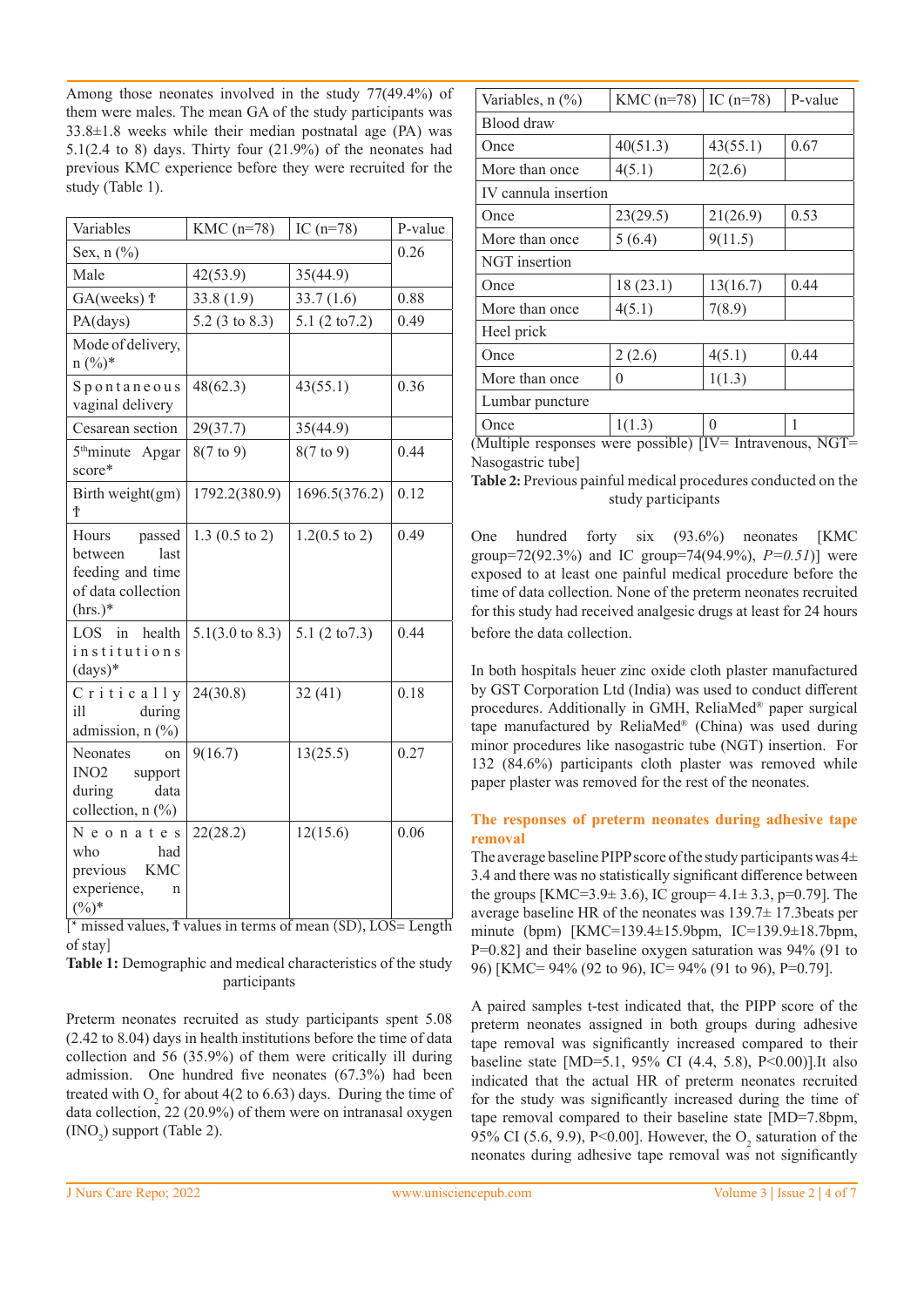Among those neonates involved in the study 77(49.4%) of them were males. The mean GA of the study participants was 33.8±1.8 weeks while their median postnatal age (PA) was 5.1(2.4 to 8) days. Thirty four (21.9%) of the neonates had previous KMC experience before they were recruited for the study (Table 1).

| Variables | KMC (n=78) | IC (n=78) | P-value |
|---|---|---|---|
| Sex, n (%) | | | 0.26 |
| Male | 42(53.9) | 35(44.9) | |
| GA(weeks) Ŧ | 33.8 (1.9) | 33.7 (1.6) | 0.88 |
| PA(days) | 5.2 (3 to 8.3) | 5.1 (2 to7.2) | 0.49 |
| Mode of delivery, n (%)* | | | |
| Spontaneous vaginal delivery | 48(62.3) | 43(55.1) | 0.36 |
| Cesarean section | 29(37.7) | 35(44.9) | |
| 5th minute Apgar score* | 8(7 to 9) | 8(7 to 9) | 0.44 |
| Birth weight(gm) Ŧ | 1792.2(380.9) | 1696.5(376.2) | 0.12 |
| Hours passed between last feeding and time of data collection (hrs.)* | 1.3 (0.5 to 2) | 1.2(0.5 to 2) | 0.49 |
| LOS in health institutions (days)* | 5.1(3.0 to 8.3) | 5.1 (2 to7.3) | 0.44 |
| Critically ill during admission, n (%) | 24(30.8) | 32 (41) | 0.18 |
| Neonates on INO2 support during data collection, n (%) | 9(16.7) | 13(25.5) | 0.27 |
| Neonates who had previous KMC experience, n (%)* | 22(28.2) | 12(15.6) | 0.06 |

[* missed values, Ŧ values in terms of mean (SD), LOS= Length of stay]

**Table 1:** Demographic and medical characteristics of the study participants

Preterm neonates recruited as study participants spent 5.08 (2.42 to 8.04) days in health institutions before the time of data collection and 56 (35.9%) of them were critically ill during admission. One hundred five neonates (67.3%) had been treated with $O_2$ for about 4(2 to 6.63) days. During the time of data collection, 22 (20.9%) of them were on intranasal oxygen ($INO_2$) support (Table 2).

| Variables, n (%) | KMC (n=78) | IC (n=78) | P-value |
|---|---|---|---|
| Blood draw | | | |
| Once | 40(51.3) | 43(55.1) | 0.67 |
| More than once | 4(5.1) | 2(2.6) | |
| IV cannula insertion | | | |
| Once | 23(29.5) | 21(26.9) | 0.53 |
| More than once | 5 (6.4) | 9(11.5) | |
| NGT insertion | | | |
| Once | 18 (23.1) | 13(16.7) | 0.44 |
| More than once | 4(5.1) | 7(8.9) | |
| Heel prick | | | |
| Once | 2 (2.6) | 4(5.1) | 0.44 |
| More than once | 0 | 1(1.3) | |
| Lumbar puncture | | | |
| Once | 1(1.3) | 0 | 1 |

(Multiple responses were possible) [IV= Intravenous, NGT= Nasogastric tube]

**Table 2:** Previous painful medical procedures conducted on the study participants

One hundred forty six (93.6%) neonates [KMC group=72(92.3%) and IC group=74(94.9%), *P=0.51*)] were exposed to at least one painful medical procedure before the time of data collection. None of the preterm neonates recruited for this study had received analgesic drugs at least for 24 hours before the data collection.

In both hospitals heuer zinc oxide cloth plaster manufactured by GST Corporation Ltd (India) was used to conduct different procedures. Additionally in GMH, ReliaMed® paper surgical tape manufactured by ReliaMed® (China) was used during minor procedures like nasogastric tube (NGT) insertion. For 132 (84.6%) participants cloth plaster was removed while paper plaster was removed for the rest of the neonates.

## The responses of preterm neonates during adhesive tape removal

The average baseline PIPP score of the study participants was 4± 3.4 and there was no statistically significant difference between the groups [KMC=3.9± 3.6), IC group= 4.1± 3.3, p=0.79]. The average baseline HR of the neonates was 139.7± 17.3beats per minute (bpm) [KMC=139.4±15.9bpm, IC=139.9±18.7bpm, P=0.82] and their baseline oxygen saturation was 94% (91 to 96) [KMC= 94% (92 to 96), IC= 94% (91 to 96), P=0.79].

A paired samples t-test indicated that, the PIPP score of the preterm neonates assigned in both groups during adhesive tape removal was significantly increased compared to their baseline state [MD=5.1, 95% CI (4.4, 5.8), P<0.00)].It also indicated that the actual HR of preterm neonates recruited for the study was significantly increased during the time of tape removal compared to their baseline state [MD=7.8bpm, 95% CI (5.6, 9.9), P<0.00]. However, the $O_2$ saturation of the neonates during adhesive tape removal was not significantly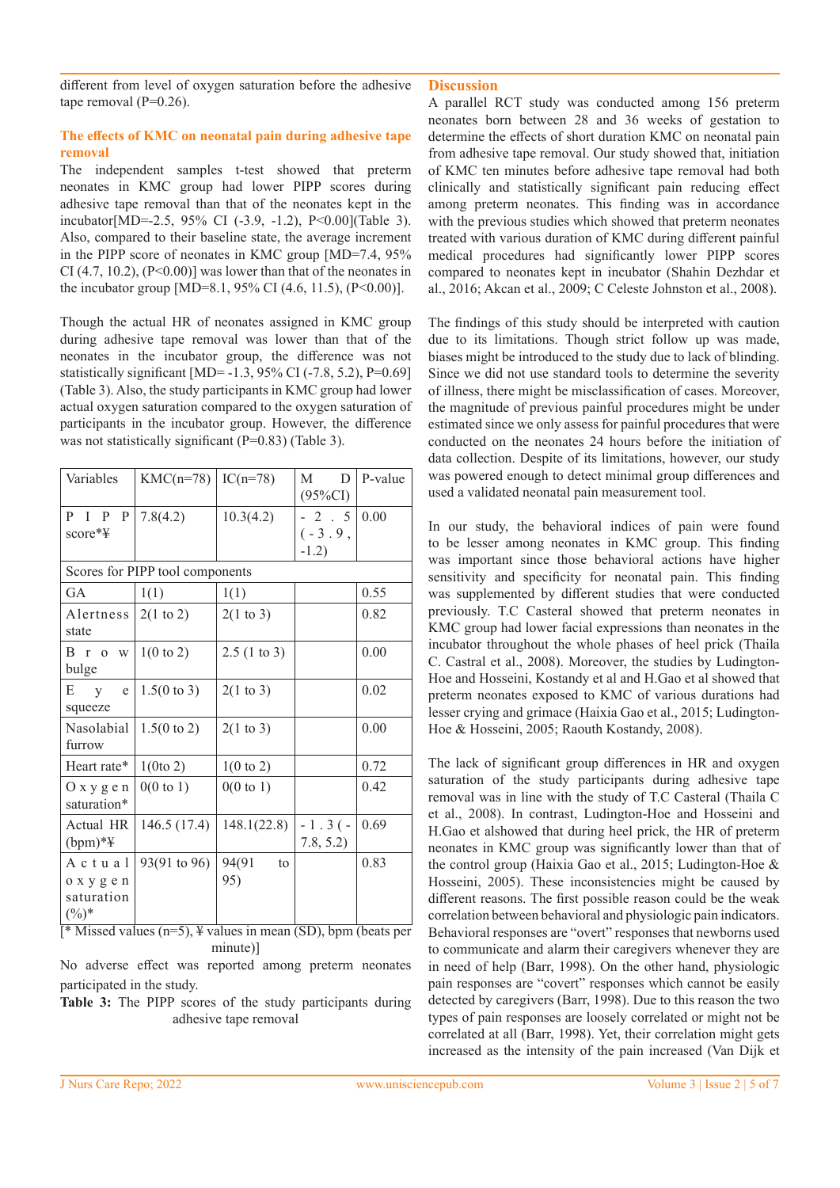different from level of oxygen saturation before the adhesive tape removal (P=0.26).

### The effects of KMC on neonatal pain during adhesive tape removal

The independent samples t-test showed that preterm neonates in KMC group had lower PIPP scores during adhesive tape removal than that of the neonates kept in the incubator[MD=-2.5, 95% CI (-3.9, -1.2), P<0.00](Table 3). Also, compared to their baseline state, the average increment in the PIPP score of neonates in KMC group [MD=7.4, 95% CI (4.7, 10.2), (P<0.00)] was lower than that of the neonates in the incubator group [MD=8.1, 95% CI (4.6, 11.5), (P<0.00)].

Though the actual HR of neonates assigned in KMC group during adhesive tape removal was lower than that of the neonates in the incubator group, the difference was not statistically significant [MD= -1.3, 95% CI (-7.8, 5.2), P=0.69] (Table 3). Also, the study participants in KMC group had lower actual oxygen saturation compared to the oxygen saturation of participants in the incubator group. However, the difference was not statistically significant (P=0.83) (Table 3).

| Variables | KMC(n=78) | IC(n=78) | MD (95%CI) | P-value |
|---|---|---|---|---|
| PIPP score*¥ | 7.8(4.2) | 10.3(4.2) | -2.5 (-3.9, -1.2) | 0.00 |
| Scores for PIPP tool components | | | | |
| GA | 1(1) | 1(1) | | 0.55 |
| Alertness state | 2(1 to 2) | 2(1 to 3) | | 0.82 |
| Brow bulge | 1(0 to 2) | 2.5 (1 to 3) | | 0.00 |
| Eye squeeze | 1.5(0 to 3) | 2(1 to 3) | | 0.02 |
| Nasolabial furrow | 1.5(0 to 2) | 2(1 to 3) | | 0.00 |
| Heart rate* | 1(0to 2) | 1(0 to 2) | | 0.72 |
| Oxygen saturation* | 0(0 to 1) | 0(0 to 1) | | 0.42 |
| Actual HR (bpm)*¥ | 146.5 (17.4) | 148.1(22.8) | -1.3(-7.8, 5.2) | 0.69 |
| Actual oxygen saturation (%)* | 93(91 to 96) | 94(91 to 95) | | 0.83 |

[* Missed values (n=5), ¥ values in mean (SD), bpm (beats per minute)]

No adverse effect was reported among preterm neonates participated in the study.

**Table 3:** The PIPP scores of the study participants during adhesive tape removal

## Discussion

A parallel RCT study was conducted among 156 preterm neonates born between 28 and 36 weeks of gestation to determine the effects of short duration KMC on neonatal pain from adhesive tape removal. Our study showed that, initiation of KMC ten minutes before adhesive tape removal had both clinically and statistically significant pain reducing effect among preterm neonates. This finding was in accordance with the previous studies which showed that preterm neonates treated with various duration of KMC during different painful medical procedures had significantly lower PIPP scores compared to neonates kept in incubator (Shahin Dezhdar et al., 2016; Akcan et al., 2009; C Celeste Johnston et al., 2008).

The findings of this study should be interpreted with caution due to its limitations. Though strict follow up was made, biases might be introduced to the study due to lack of blinding. Since we did not use standard tools to determine the severity of illness, there might be misclassification of cases. Moreover, the magnitude of previous painful procedures might be under estimated since we only assess for painful procedures that were conducted on the neonates 24 hours before the initiation of data collection. Despite of its limitations, however, our study was powered enough to detect minimal group differences and used a validated neonatal pain measurement tool.

In our study, the behavioral indices of pain were found to be lesser among neonates in KMC group. This finding was important since those behavioral actions have higher sensitivity and specificity for neonatal pain. This finding was supplemented by different studies that were conducted previously. T.C Casteral showed that preterm neonates in KMC group had lower facial expressions than neonates in the incubator throughout the whole phases of heel prick (Thaila C. Castral et al., 2008). Moreover, the studies by Ludington-Hoe and Hosseini, Kostandy et al and H.Gao et al showed that preterm neonates exposed to KMC of various durations had lesser crying and grimace (Haixia Gao et al., 2015; Ludington-Hoe & Hosseini, 2005; Raouth Kostandy, 2008).

The lack of significant group differences in HR and oxygen saturation of the study participants during adhesive tape removal was in line with the study of T.C Casteral (Thaila C et al., 2008). In contrast, Ludington-Hoe and Hosseini and H.Gao et alshowed that during heel prick, the HR of preterm neonates in KMC group was significantly lower than that of the control group (Haixia Gao et al., 2015; Ludington-Hoe & Hosseini, 2005). These inconsistencies might be caused by different reasons. The first possible reason could be the weak correlation between behavioral and physiologic pain indicators. Behavioral responses are "overt" responses that newborns used to communicate and alarm their caregivers whenever they are in need of help (Barr, 1998). On the other hand, physiologic pain responses are "covert" responses which cannot be easily detected by caregivers (Barr, 1998). Due to this reason the two types of pain responses are loosely correlated or might not be correlated at all (Barr, 1998). Yet, their correlation might gets increased as the intensity of the pain increased (Van Dijk et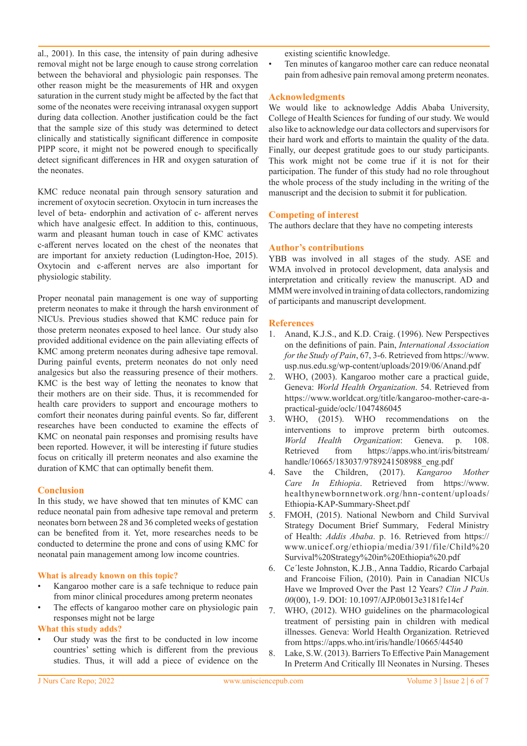al., 2001). In this case, the intensity of pain during adhesive removal might not be large enough to cause strong correlation between the behavioral and physiologic pain responses. The other reason might be the measurements of HR and oxygen saturation in the current study might be affected by the fact that some of the neonates were receiving intranasal oxygen support during data collection. Another justification could be the fact that the sample size of this study was determined to detect clinically and statistically significant difference in composite PIPP score, it might not be powered enough to specifically detect significant differences in HR and oxygen saturation of the neonates.

KMC reduce neonatal pain through sensory saturation and increment of oxytocin secretion. Oxytocin in turn increases the level of beta- endorphin and activation of c- afferent nerves which have analgesic effect. In addition to this, continuous, warm and pleasant human touch in case of KMC activates c-afferent nerves located on the chest of the neonates that are important for anxiety reduction (Ludington-Hoe, 2015). Oxytocin and c-afferent nerves are also important for physiologic stability.

Proper neonatal pain management is one way of supporting preterm neonates to make it through the harsh environment of NICUs. Previous studies showed that KMC reduce pain for those preterm neonates exposed to heel lance. Our study also provided additional evidence on the pain alleviating effects of KMC among preterm neonates during adhesive tape removal. During painful events, preterm neonates do not only need analgesics but also the reassuring presence of their mothers. KMC is the best way of letting the neonates to know that their mothers are on their side. Thus, it is recommended for health care providers to support and encourage mothers to comfort their neonates during painful events. So far, different researches have been conducted to examine the effects of KMC on neonatal pain responses and promising results have been reported. However, it will be interesting if future studies focus on critically ill preterm neonates and also examine the duration of KMC that can optimally benefit them.

## Conclusion

In this study, we have showed that ten minutes of KMC can reduce neonatal pain from adhesive tape removal and preterm neonates born between 28 and 36 completed weeks of gestation can be benefited from it. Yet, more researches needs to be conducted to determine the prone and cons of using KMC for neonatal pain management among low income countries.

### What is already known on this topic?

- Kangaroo mother care is a safe technique to reduce pain from minor clinical procedures among preterm neonates
- The effects of kangaroo mother care on physiologic pain responses might not be large

### What this study adds?

- Our study was the first to be conducted in low income countries' setting which is different from the previous studies. Thus, it will add a piece of evidence on the existing scientific knowledge.
- Ten minutes of kangaroo mother care can reduce neonatal pain from adhesive pain removal among preterm neonates.

## Acknowledgments

We would like to acknowledge Addis Ababa University, College of Health Sciences for funding of our study. We would also like to acknowledge our data collectors and supervisors for their hard work and efforts to maintain the quality of the data. Finally, our deepest gratitude goes to our study participants. This work might not be come true if it is not for their participation. The funder of this study had no role throughout the whole process of the study including in the writing of the manuscript and the decision to submit it for publication.

## Competing of interest

The authors declare that they have no competing interests

## Author's contributions

YBB was involved in all stages of the study. ASE and WMA involved in protocol development, data analysis and interpretation and critically review the manuscript. AD and MMM were involved in training of data collectors, randomizing of participants and manuscript development.

## References

1. Anand, K.J.S., and K.D. Craig. (1996). New Perspectives on the definitions of pain. Pain, *International Association for the Study of Pain*, 67, 3-6. Retrieved from https://www.usp.nus.edu.sg/wp-content/uploads/2019/06/Anand.pdf
2. WHO, (2003). Kangaroo mother care a practical guide, Geneva: *World Health Organization*. 54. Retrieved from https://www.worldcat.org/title/kangaroo-mother-care-a-practical-guide/oclc/1047486045
3. WHO, (2015). WHO recommendations on the interventions to improve preterm birth outcomes. *World Health Organization*: Geneva. p. 108. Retrieved from https://apps.who.int/iris/bitstream/handle/10665/183037/9789241508988_eng.pdf
4. Save the Children, (2017). *Kangaroo Mother Care In Ethiopia*. Retrieved from https://www.healthynewbornnetwork.org/hnn-content/uploads/Ethiopia-KAP-Summary-Sheet.pdf
5. FMOH, (2015). National Newborn and Child Survival Strategy Document Brief Summary, Federal Ministry of Health: *Addis Ababa*. p. 16. Retrieved from https://www.unicef.org/ethiopia/media/391/file/Child%20Survival%20Strategy%20in%20Ethiopia%20.pdf
6. Ce´leste Johnston, K.J.B., Anna Taddio, Ricardo Carbajal and Francoise Filion, (2010). Pain in Canadian NICUs Have we Improved Over the Past 12 Years? *Clin J Pain. 00*(00), 1-9. DOI: 10.1097/AJP.0b013e3181fe14cf
7. WHO, (2012). WHO guidelines on the pharmacological treatment of persisting pain in children with medical illnesses. Geneva: World Health Organization. Retrieved from https://apps.who.int/iris/handle/10665/44540
8. Lake, S.W. (2013). Barriers To Effective Pain Management In Preterm And Critically Ill Neonates in Nursing. Theses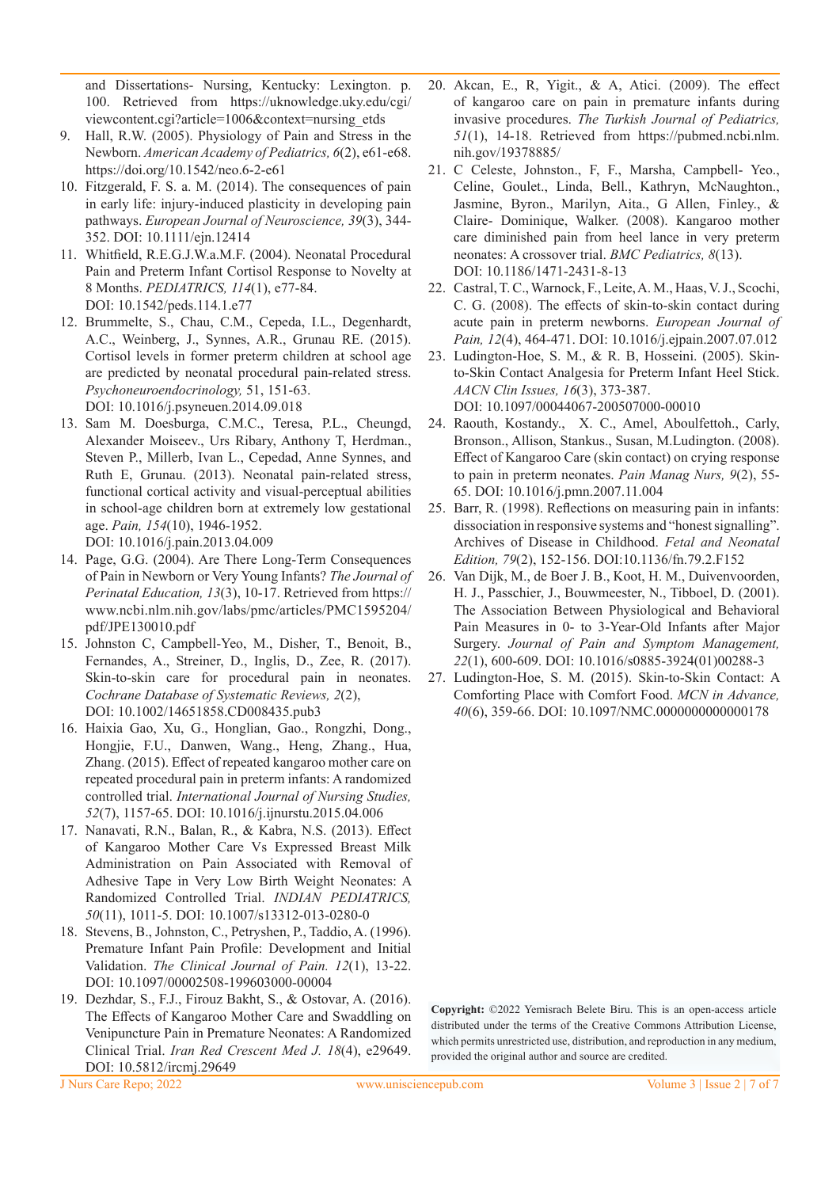and Dissertations- Nursing, Kentucky: Lexington. p. 100. Retrieved from https://uknowledge.uky.edu/cgi/viewcontent.cgi?article=1006&context=nursing_etds

9. Hall, R.W. (2005). Physiology of Pain and Stress in the Newborn. *American Academy of Pediatrics, 6*(2), e61-e68. https://doi.org/10.1542/neo.6-2-e61
10. Fitzgerald, F. S. a. M. (2014). The consequences of pain in early life: injury-induced plasticity in developing pain pathways. *European Journal of Neuroscience, 39*(3), 344-352. DOI: 10.1111/ejn.12414
11. Whitfield, R.E.G.J.W.a.M.F. (2004). Neonatal Procedural Pain and Preterm Infant Cortisol Response to Novelty at 8 Months. *PEDIATRICS, 114*(1), e77-84. DOI: 10.1542/peds.114.1.e77
12. Brummelte, S., Chau, C.M., Cepeda, I.L., Degenhardt, A.C., Weinberg, J., Synnes, A.R., Grunau RE. (2015). Cortisol levels in former preterm children at school age are predicted by neonatal procedural pain-related stress. *Psychoneuroendocrinology,* 51, 151-63. DOI: 10.1016/j.psyneuen.2014.09.018
13. Sam M. Doesburga, C.M.C., Teresa, P.L., Cheungd, Alexander Moiseev., Urs Ribary, Anthony T, Herdman., Steven P., Millerb, Ivan L., Cepedad, Anne Synnes, and Ruth E, Grunau. (2013). Neonatal pain-related stress, functional cortical activity and visual-perceptual abilities in school-age children born at extremely low gestational age. *Pain, 154*(10), 1946-1952. DOI: 10.1016/j.pain.2013.04.009
14. Page, G.G. (2004). Are There Long-Term Consequences of Pain in Newborn or Very Young Infants? *The Journal of Perinatal Education, 13*(3), 10-17. Retrieved from https://www.ncbi.nlm.nih.gov/labs/pmc/articles/PMC1595204/pdf/JPE130010.pdf
15. Johnston C, Campbell-Yeo, M., Disher, T., Benoit, B., Fernandes, A., Streiner, D., Inglis, D., Zee, R. (2017). Skin-to-skin care for procedural pain in neonates. *Cochrane Database of Systematic Reviews, 2*(2), DOI: 10.1002/14651858.CD008435.pub3
16. Haixia Gao, Xu, G., Honglian, Gao., Rongzhi, Dong., Hongjie, F.U., Danwen, Wang., Heng, Zhang., Hua, Zhang. (2015). Effect of repeated kangaroo mother care on repeated procedural pain in preterm infants: A randomized controlled trial. *International Journal of Nursing Studies, 52*(7), 1157-65. DOI: 10.1016/j.ijnurstu.2015.04.006
17. Nanavati, R.N., Balan, R., & Kabra, N.S. (2013). Effect of Kangaroo Mother Care Vs Expressed Breast Milk Administration on Pain Associated with Removal of Adhesive Tape in Very Low Birth Weight Neonates: A Randomized Controlled Trial. *INDIAN PEDIATRICS, 50*(11), 1011-5. DOI: 10.1007/s13312-013-0280-0
18. Stevens, B., Johnston, C., Petryshen, P., Taddio, A. (1996). Premature Infant Pain Profile: Development and Initial Validation. *The Clinical Journal of Pain. 12*(1), 13-22. DOI: 10.1097/00002508-199603000-00004
19. Dezhdar, S., F.J., Firouz Bakht, S., & Ostovar, A. (2016). The Effects of Kangaroo Mother Care and Swaddling on Venipuncture Pain in Premature Neonates: A Randomized Clinical Trial. *Iran Red Crescent Med J. 18*(4), e29649. DOI: 10.5812/ircmj.29649
20. Akcan, E., R, Yigit., & A, Atici. (2009). The effect of kangaroo care on pain in premature infants during invasive procedures. *The Turkish Journal of Pediatrics, 51*(1), 14-18. Retrieved from https://pubmed.ncbi.nlm.nih.gov/19378885/
21. C Celeste, Johnston., F, F., Marsha, Campbell- Yeo., Celine, Goulet., Linda, Bell., Kathryn, McNaughton., Jasmine, Byron., Marilyn, Aita., G Allen, Finley., & Claire- Dominique, Walker. (2008). Kangaroo mother care diminished pain from heel lance in very preterm neonates: A crossover trial. *BMC Pediatrics, 8*(13). DOI: 10.1186/1471-2431-8-13
22. Castral, T. C., Warnock, F., Leite, A. M., Haas, V. J., Scochi, C. G. (2008). The effects of skin-to-skin contact during acute pain in preterm newborns. *European Journal of Pain, 12*(4), 464-471. DOI: 10.1016/j.ejpain.2007.07.012
23. Ludington-Hoe, S. M., & R. B, Hosseini. (2005). Skin-to-Skin Contact Analgesia for Preterm Infant Heel Stick. *AACN Clin Issues, 16*(3), 373-387. DOI: 10.1097/00044067-200507000-00010
24. Raouth, Kostandy., X. C., Amel, Aboulfettoh., Carly, Bronson., Allison, Stankus., Susan, M.Ludington. (2008). Effect of Kangaroo Care (skin contact) on crying response to pain in preterm neonates. *Pain Manag Nurs, 9*(2), 55-65. DOI: 10.1016/j.pmn.2007.11.004
25. Barr, R. (1998). Reflections on measuring pain in infants: dissociation in responsive systems and "honest signalling". Archives of Disease in Childhood. *Fetal and Neonatal Edition, 79*(2), 152-156. DOI:10.1136/fn.79.2.F152
26. Van Dijk, M., de Boer J. B., Koot, H. M., Duivenvoorden, H. J., Passchier, J., Bouwmeester, N., Tibboel, D. (2001). The Association Between Physiological and Behavioral Pain Measures in 0- to 3-Year-Old Infants after Major Surgery. *Journal of Pain and Symptom Management, 22*(1), 600-609. DOI: 10.1016/s0885-3924(01)00288-3
27. Ludington-Hoe, S. M. (2015). Skin-to-Skin Contact: A Comforting Place with Comfort Food. *MCN in Advance, 40*(6), 359-66. DOI: 10.1097/NMC.0000000000000178

**Copyright:** ©2022 Yemisrach Belete Biru. This is an open-access article distributed under the terms of the Creative Commons Attribution License, which permits unrestricted use, distribution, and reproduction in any medium, provided the original author and source are credited.